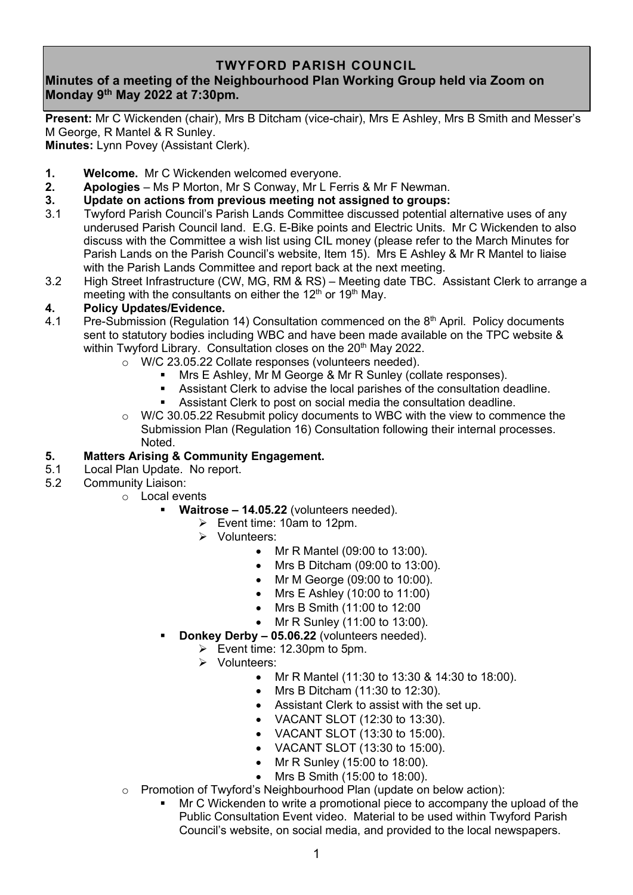# TWYFORD PARISH COUNCIL

## Minutes of a meeting of the Neighbourhood Plan Working Group held via Zoom on Monday 9th May 2022 at 7:30pm.

**Present:** Mr C Wickenden (chair), Mrs B Ditcham (vice-chair), Mrs E Ashley, Mrs B Smith and Messer's M George, R Mantel & R Sunley.
**Minutes:** Lynn Povey (Assistant Clerk).

**1. Welcome.** Mr C Wickenden welcomed everyone.

**2. Apologies** – Ms P Morton, Mr S Conway, Mr L Ferris & Mr F Newman.

**3. Update on actions from previous meeting not assigned to groups:**

3.1 Twyford Parish Council's Parish Lands Committee discussed potential alternative uses of any underused Parish Council land. E.G. E-Bike points and Electric Units. Mr C Wickenden to also discuss with the Committee a wish list using CIL money (please refer to the March Minutes for Parish Lands on the Parish Council's website, Item 15). Mrs E Ashley & Mr R Mantel to liaise with the Parish Lands Committee and report back at the next meeting.

3.2 High Street Infrastructure (CW, MG, RM & RS) – Meeting date TBC. Assistant Clerk to arrange a meeting with the consultants on either the 12th or 19th May.

**4. Policy Updates/Evidence.**

4.1 Pre-Submission (Regulation 14) Consultation commenced on the 8th April. Policy documents sent to statutory bodies including WBC and have been made available on the TPC website & within Twyford Library. Consultation closes on the 20th May 2022.

- W/C 23.05.22 Collate responses (volunteers needed).
  - Mrs E Ashley, Mr M George & Mr R Sunley (collate responses).
  - Assistant Clerk to advise the local parishes of the consultation deadline.
  - Assistant Clerk to post on social media the consultation deadline.
- W/C 30.05.22 Resubmit policy documents to WBC with the view to commence the Submission Plan (Regulation 16) Consultation following their internal processes. Noted.

**5. Matters Arising & Community Engagement.**

5.1 Local Plan Update. No report.

5.2 Community Liaison:

- Local events
  - **Waitrose – 14.05.22** (volunteers needed).
    - Event time: 10am to 12pm.
    - Volunteers:
      - Mr R Mantel (09:00 to 13:00).
      - Mrs B Ditcham (09:00 to 13:00).
      - Mr M George (09:00 to 10:00).
      - Mrs E Ashley (10:00 to 11:00)
      - Mrs B Smith (11:00 to 12:00
      - Mr R Sunley (11:00 to 13:00).
  - **Donkey Derby – 05.06.22** (volunteers needed).
    - Event time: 12.30pm to 5pm.
    - Volunteers:
      - Mr R Mantel (11:30 to 13:30 & 14:30 to 18:00).
      - Mrs B Ditcham (11:30 to 12:30).
      - Assistant Clerk to assist with the set up.
      - VACANT SLOT (12:30 to 13:30).
      - VACANT SLOT (13:30 to 15:00).
      - VACANT SLOT (13:30 to 15:00).
      - Mr R Sunley (15:00 to 18:00).
      - Mrs B Smith (15:00 to 18:00).
- Promotion of Twyford's Neighbourhood Plan (update on below action):
  - Mr C Wickenden to write a promotional piece to accompany the upload of the Public Consultation Event video. Material to be used within Twyford Parish Council's website, on social media, and provided to the local newspapers.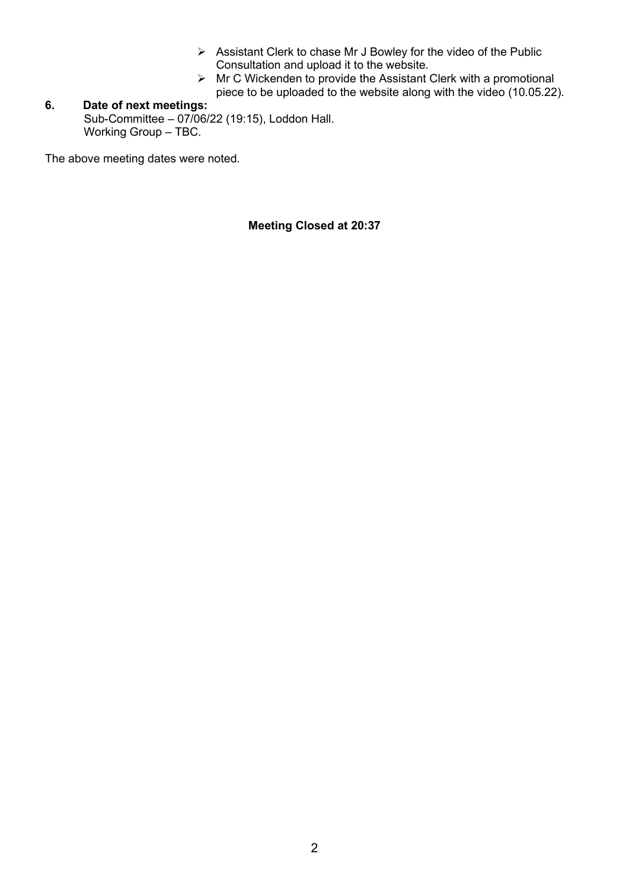- Assistant Clerk to chase Mr J Bowley for the video of the Public Consultation and upload it to the website.
- Mr C Wickenden to provide the Assistant Clerk with a promotional piece to be uploaded to the website along with the video (10.05.22).

**6. Date of next meetings:**

Sub-Committee – 07/06/22 (19:15), Loddon Hall.
Working Group – TBC.

The above meeting dates were noted.

**Meeting Closed at 20:37**